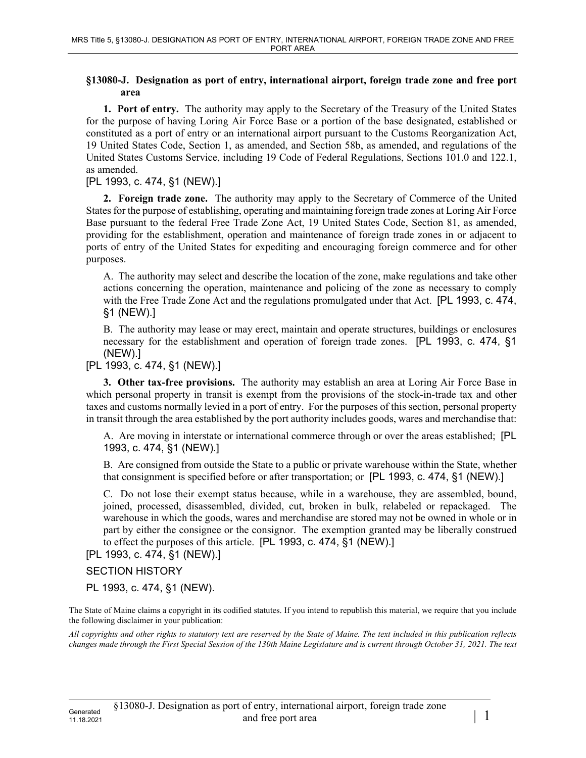### §13080-J. Designation as port of entry, international airport, foreign trade zone and free port area

**1. Port of entry.** The authority may apply to the Secretary of the Treasury of the United States for the purpose of having Loring Air Force Base or a portion of the base designated, established or constituted as a port of entry or an international airport pursuant to the Customs Reorganization Act, 19 United States Code, Section 1, as amended, and Section 58b, as amended, and regulations of the United States Customs Service, including 19 Code of Federal Regulations, Sections 101.0 and 122.1, as amended.

[PL 1993, c. 474, §1 (NEW).]

**2. Foreign trade zone.** The authority may apply to the Secretary of Commerce of the United States for the purpose of establishing, operating and maintaining foreign trade zones at Loring Air Force Base pursuant to the federal Free Trade Zone Act, 19 United States Code, Section 81, as amended, providing for the establishment, operation and maintenance of foreign trade zones in or adjacent to ports of entry of the United States for expediting and encouraging foreign commerce and for other purposes.

A. The authority may select and describe the location of the zone, make regulations and take other actions concerning the operation, maintenance and policing of the zone as necessary to comply with the Free Trade Zone Act and the regulations promulgated under that Act. [PL 1993, c. 474, §1 (NEW).]

B. The authority may lease or may erect, maintain and operate structures, buildings or enclosures necessary for the establishment and operation of foreign trade zones. [PL 1993, c. 474, §1 (NEW).]

[PL 1993, c. 474, §1 (NEW).]

**3. Other tax-free provisions.** The authority may establish an area at Loring Air Force Base in which personal property in transit is exempt from the provisions of the stock-in-trade tax and other taxes and customs normally levied in a port of entry. For the purposes of this section, personal property in transit through the area established by the port authority includes goods, wares and merchandise that:

A. Are moving in interstate or international commerce through or over the areas established; [PL 1993, c. 474, §1 (NEW).]

B. Are consigned from outside the State to a public or private warehouse within the State, whether that consignment is specified before or after transportation; or [PL 1993, c. 474, §1 (NEW).]

C. Do not lose their exempt status because, while in a warehouse, they are assembled, bound, joined, processed, disassembled, divided, cut, broken in bulk, relabeled or repackaged. The warehouse in which the goods, wares and merchandise are stored may not be owned in whole or in part by either the consignee or the consignor. The exemption granted may be liberally construed to effect the purposes of this article. [PL 1993, c. 474, §1 (NEW).]

[PL 1993, c. 474, §1 (NEW).]

SECTION HISTORY

PL 1993, c. 474, §1 (NEW).

The State of Maine claims a copyright in its codified statutes. If you intend to republish this material, we require that you include the following disclaimer in your publication:

*All copyrights and other rights to statutory text are reserved by the State of Maine. The text included in this publication reflects changes made through the First Special Session of the 130th Maine Legislature and is current through October 31, 2021. The text*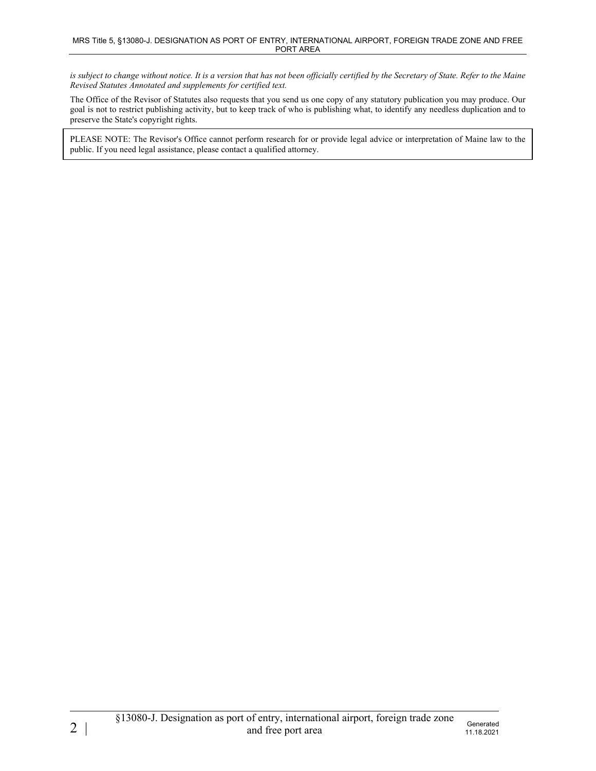*is subject to change without notice. It is a version that has not been officially certified by the Secretary of State. Refer to the Maine Revised Statutes Annotated and supplements for certified text.*

The Office of the Revisor of Statutes also requests that you send us one copy of any statutory publication you may produce. Our goal is not to restrict publishing activity, but to keep track of who is publishing what, to identify any needless duplication and to preserve the State's copyright rights.

PLEASE NOTE: The Revisor's Office cannot perform research for or provide legal advice or interpretation of Maine law to the public. If you need legal assistance, please contact a qualified attorney.